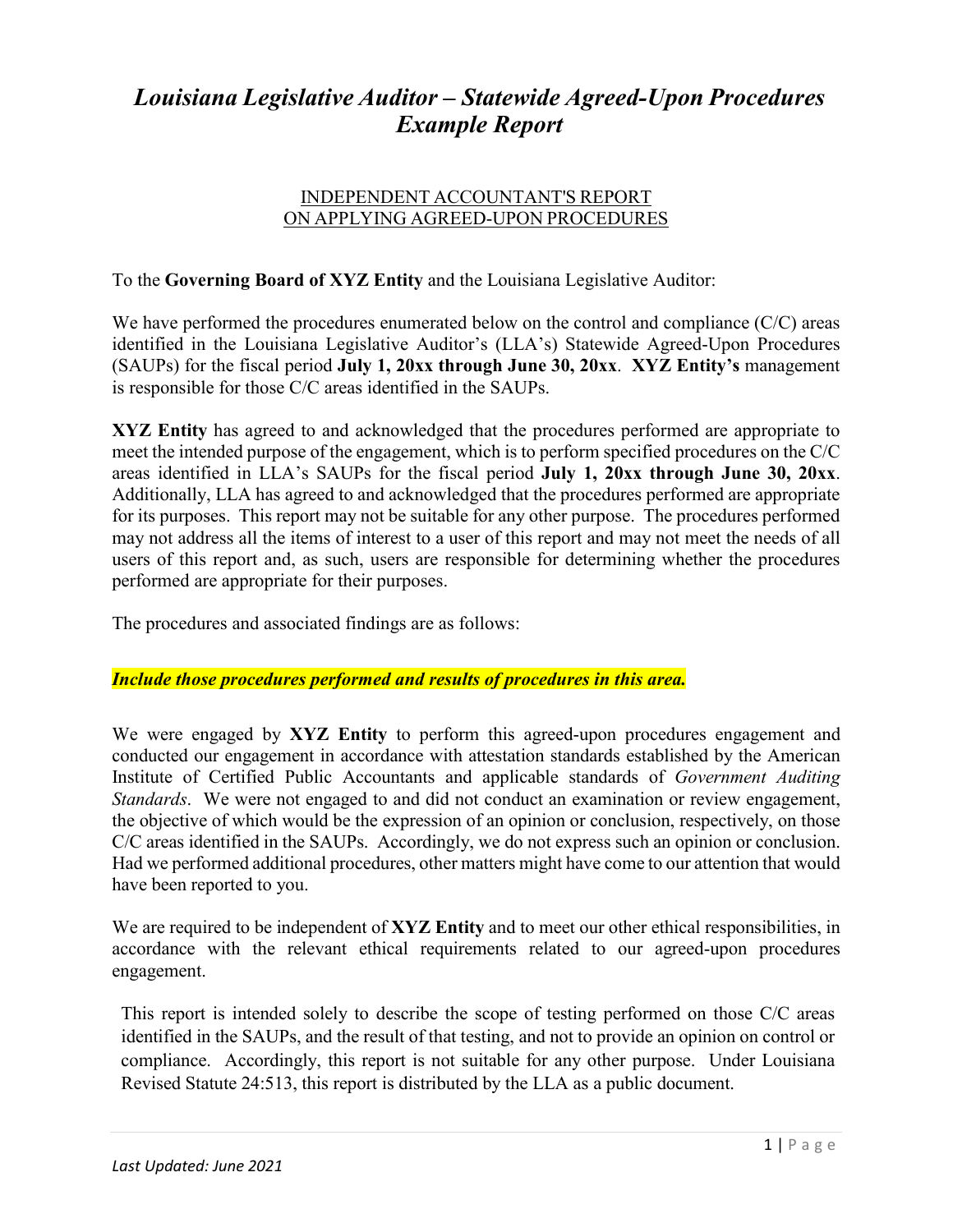# *Louisiana Legislative Auditor – Statewide Agreed-Upon Procedures Example Report*

INDEPENDENT ACCOUNTANT'S REPORT
ON APPLYING AGREED-UPON PROCEDURES

To the **Governing Board of XYZ Entity** and the Louisiana Legislative Auditor:

We have performed the procedures enumerated below on the control and compliance (C/C) areas identified in the Louisiana Legislative Auditor's (LLA's) Statewide Agreed-Upon Procedures (SAUPs) for the fiscal period **July 1, 20xx through June 30, 20xx**. **XYZ Entity's** management is responsible for those C/C areas identified in the SAUPs.

**XYZ Entity** has agreed to and acknowledged that the procedures performed are appropriate to meet the intended purpose of the engagement, which is to perform specified procedures on the C/C areas identified in LLA's SAUPs for the fiscal period **July 1, 20xx through June 30, 20xx**. Additionally, LLA has agreed to and acknowledged that the procedures performed are appropriate for its purposes. This report may not be suitable for any other purpose. The procedures performed may not address all the items of interest to a user of this report and may not meet the needs of all users of this report and, as such, users are responsible for determining whether the procedures performed are appropriate for their purposes.

The procedures and associated findings are as follows:

***Include those procedures performed and results of procedures in this area.***

We were engaged by **XYZ Entity** to perform this agreed-upon procedures engagement and conducted our engagement in accordance with attestation standards established by the American Institute of Certified Public Accountants and applicable standards of *Government Auditing Standards*. We were not engaged to and did not conduct an examination or review engagement, the objective of which would be the expression of an opinion or conclusion, respectively, on those C/C areas identified in the SAUPs. Accordingly, we do not express such an opinion or conclusion. Had we performed additional procedures, other matters might have come to our attention that would have been reported to you.

We are required to be independent of **XYZ Entity** and to meet our other ethical responsibilities, in accordance with the relevant ethical requirements related to our agreed-upon procedures engagement.

This report is intended solely to describe the scope of testing performed on those C/C areas identified in the SAUPs, and the result of that testing, and not to provide an opinion on control or compliance. Accordingly, this report is not suitable for any other purpose. Under Louisiana Revised Statute 24:513, this report is distributed by the LLA as a public document.

*Last Updated: June 2021*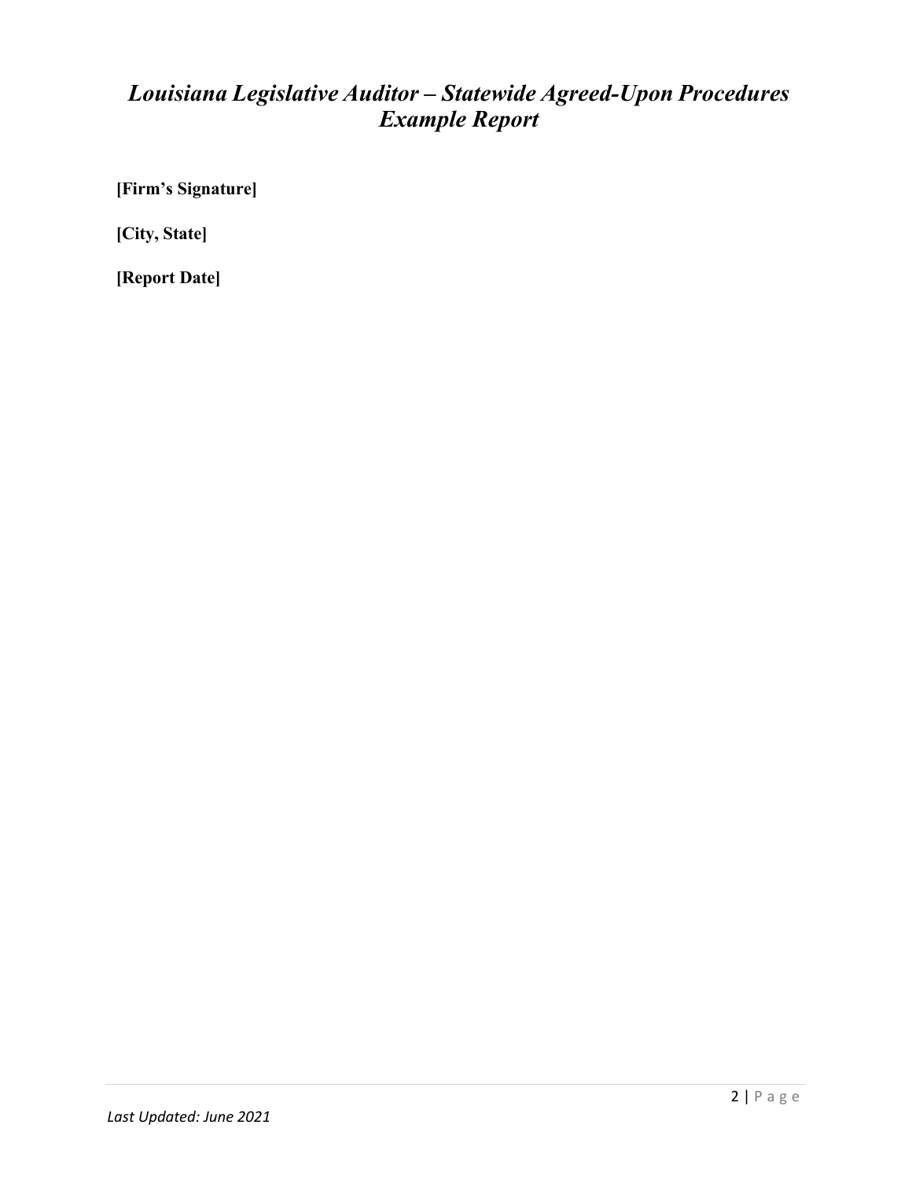# *Louisiana Legislative Auditor – Statewide Agreed-Upon Procedures Example Report*

**[Firm's Signature]**

**[City, State]**

**[Report Date]**